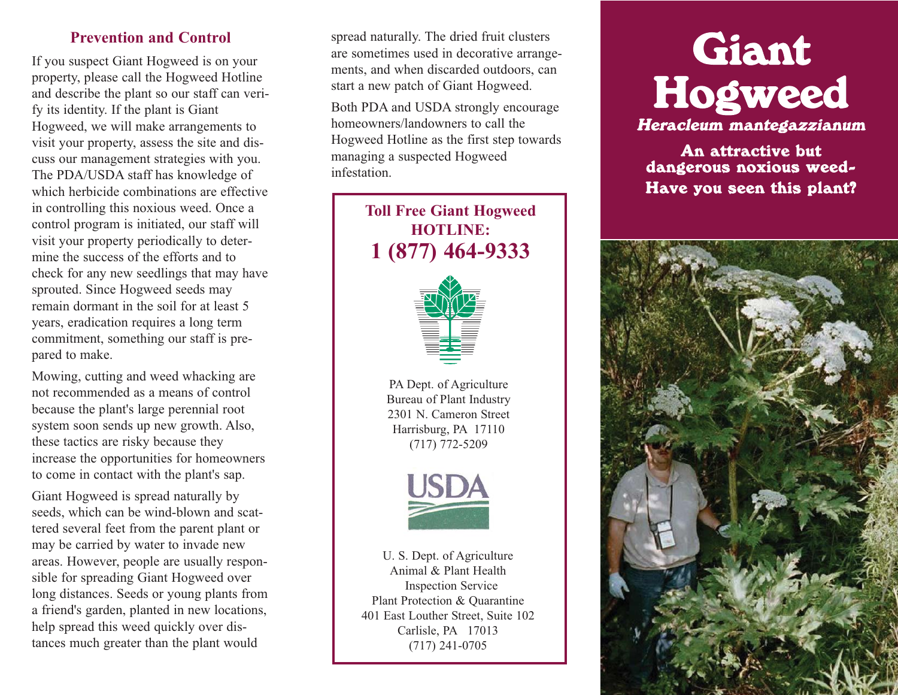## Prevention and Control

If you suspect Giant Hogweed is on your property, please call the Hogweed Hotline and describe the plant so our staff can verify its identity. If the plant is Giant Hogweed, we will make arrangements to visit your property, assess the site and discuss our management strategies with you. The PDA/USDA staff has knowledge of which herbicide combinations are effective in controlling this noxious weed. Once a control program is initiated, our staff will visit your property periodically to determine the success of the efforts and to check for any new seedlings that may have sprouted. Since Hogweed seeds may remain dormant in the soil for at least 5 years, eradication requires a long term commitment, something our staff is prepared to make.

Mowing, cutting and weed whacking are not recommended as a means of control because the plant's large perennial root system soon sends up new growth. Also, these tactics are risky because they increase the opportunities for homeowners to come in contact with the plant's sap.

Giant Hogweed is spread naturally by seeds, which can be wind-blown and scattered several feet from the parent plant or may be carried by water to invade new areas. However, people are usually responsible for spreading Giant Hogweed over long distances. Seeds or young plants from a friend's garden, planted in new locations, help spread this weed quickly over distances much greater than the plant would spread naturally. The dried fruit clusters are sometimes used in decorative arrangements, and when discarded outdoors, can start a new patch of Giant Hogweed.

Both PDA and USDA strongly encourage homeowners/landowners to call the Hogweed Hotline as the first step towards managing a suspected Hogweed infestation.

**Toll Free Giant Hogweed HOTLINE:**
**1 (877) 464-9333**

PA Dept. of Agriculture
Bureau of Plant Industry
2301 N. Cameron Street
Harrisburg, PA 17110
(717) 772-5209

USDA

U. S. Dept. of Agriculture
Animal & Plant Health Inspection Service
Plant Protection & Quarantine
401 East Louther Street, Suite 102
Carlisle, PA 17013
(717) 241-0705

# Giant Hogweed

***Heracleum mantegazzianum***

**An attractive but dangerous noxious weed- Have you seen this plant?**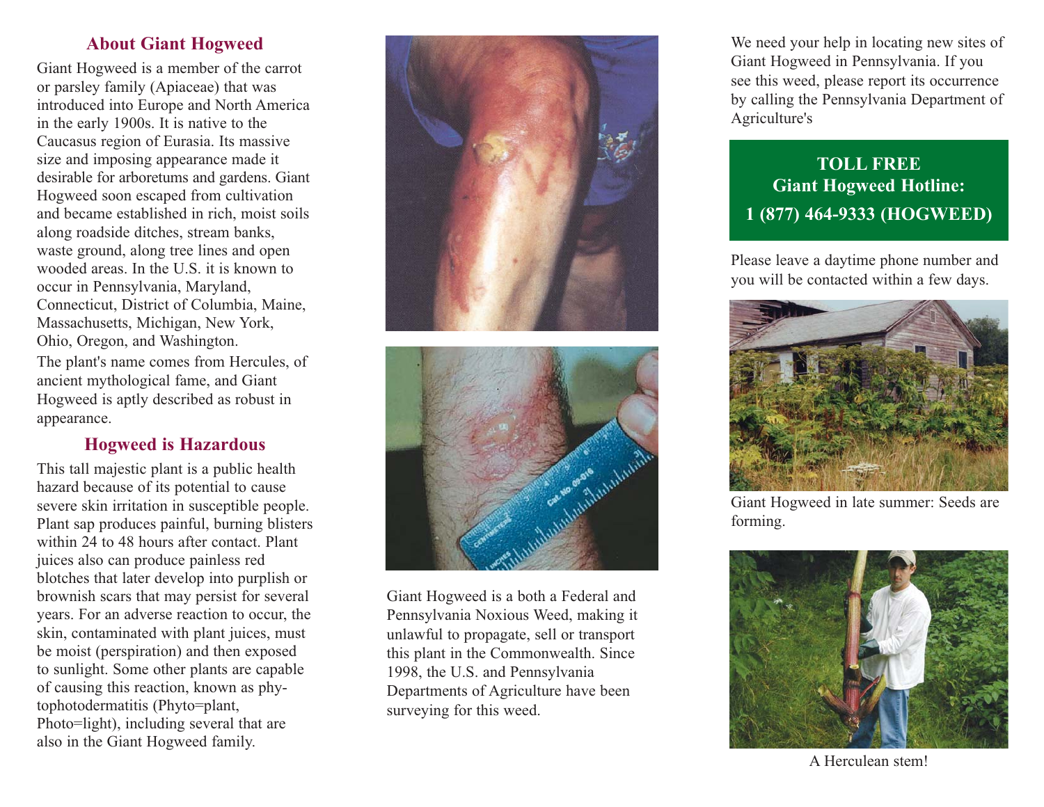## About Giant Hogweed

Giant Hogweed is a member of the carrot or parsley family (Apiaceae) that was introduced into Europe and North America in the early 1900s. It is native to the Caucasus region of Eurasia. Its massive size and imposing appearance made it desirable for arboretums and gardens. Giant Hogweed soon escaped from cultivation and became established in rich, moist soils along roadside ditches, stream banks, waste ground, along tree lines and open wooded areas. In the U.S. it is known to occur in Pennsylvania, Maryland, Connecticut, District of Columbia, Maine, Massachusetts, Michigan, New York, Ohio, Oregon, and Washington.

The plant's name comes from Hercules, of ancient mythological fame, and Giant Hogweed is aptly described as robust in appearance.

## Hogweed is Hazardous

This tall majestic plant is a public health hazard because of its potential to cause severe skin irritation in susceptible people. Plant sap produces painful, burning blisters within 24 to 48 hours after contact. Plant juices also can produce painless red blotches that later develop into purplish or brownish scars that may persist for several years. For an adverse reaction to occur, the skin, contaminated with plant juices, must be moist (perspiration) and then exposed to sunlight. Some other plants are capable of causing this reaction, known as phytophotodermatitis (Phyto=plant, Photo=light), including several that are also in the Giant Hogweed family.

Giant Hogweed is a both a Federal and Pennsylvania Noxious Weed, making it unlawful to propagate, sell or transport this plant in the Commonwealth. Since 1998, the U.S. and Pennsylvania Departments of Agriculture have been surveying for this weed.

We need your help in locating new sites of Giant Hogweed in Pennsylvania. If you see this weed, please report its occurrence by calling the Pennsylvania Department of Agriculture's

**TOLL FREE**
**Giant Hogweed Hotline:**
**1 (877) 464-9333 (HOGWEED)**

Please leave a daytime phone number and you will be contacted within a few days.

Giant Hogweed in late summer: Seeds are forming.

A Herculean stem!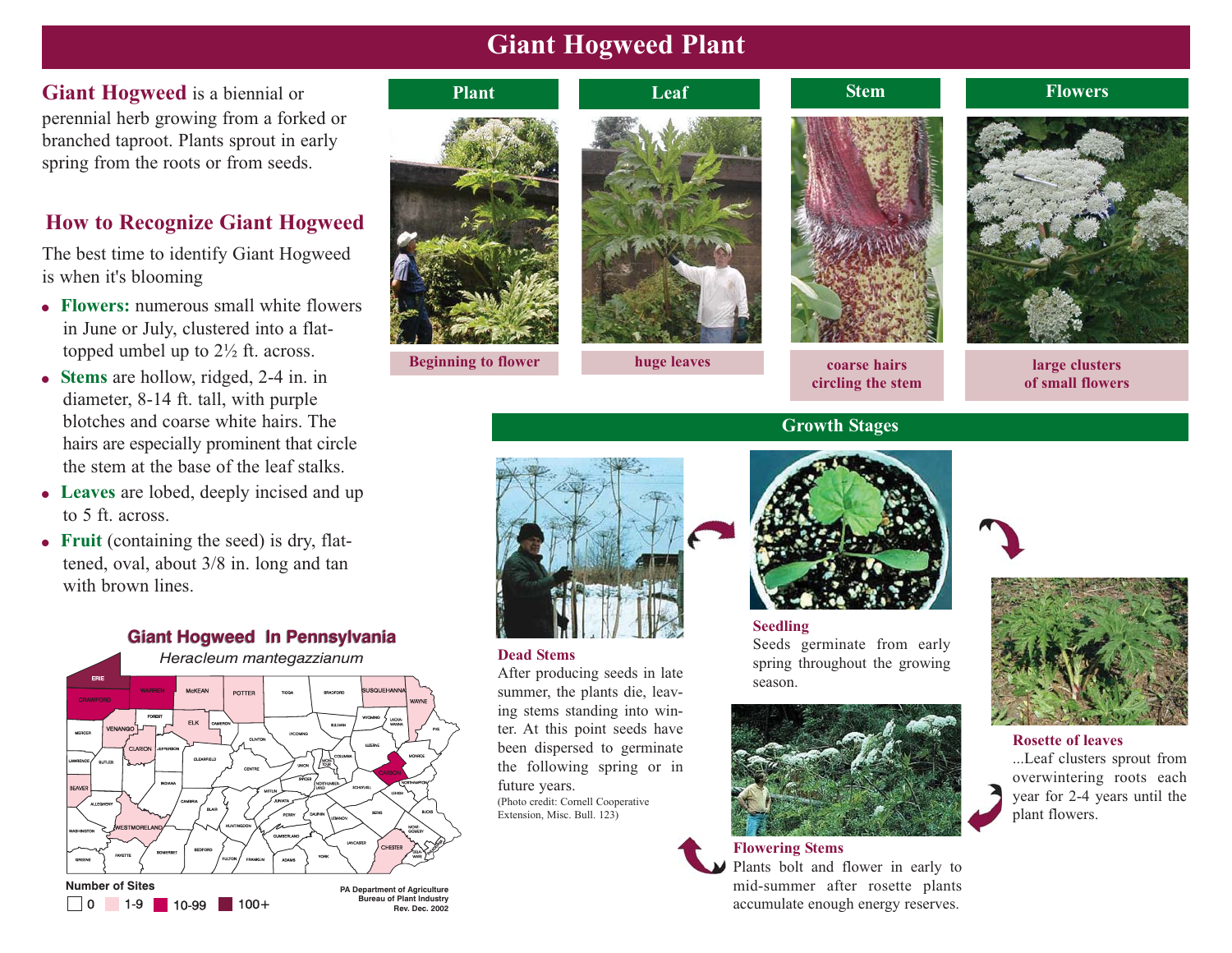# Giant Hogweed Plant

**Giant Hogweed** is a biennial or perennial herb growing from a forked or branched taproot. Plants sprout in early spring from the roots or from seeds.

## How to Recognize Giant Hogweed

The best time to identify Giant Hogweed is when it's blooming

- **Flowers:** numerous small white flowers in June or July, clustered into a flat-topped umbel up to 2½ ft. across.
- **Stems** are hollow, ridged, 2-4 in. in diameter, 8-14 ft. tall, with purple blotches and coarse white hairs. The hairs are especially prominent that circle the stem at the base of the leaf stalks.
- **Leaves** are lobed, deeply incised and up to 5 ft. across.
- **Fruit** (containing the seed) is dry, flattened, oval, about 3/8 in. long and tan with brown lines.

### Plant

Beginning to flower

### Leaf

huge leaves

### Stem

coarse hairs circling the stem

### Flowers

large clusters of small flowers

## Giant Hogweed In Pennsylvania

*Heracleum mantegazzianum*

Number of Sites: 0 | 1-9 | 10-99 | 100+

PA Department of Agriculture
Bureau of Plant Industry
Rev. Dec. 2002

## Growth Stages

**Dead Stems**
After producing seeds in late summer, the plants die, leaving stems standing into winter. At this point seeds have been dispersed to germinate the following spring or in future years.
(Photo credit: Cornell Cooperative Extension, Misc. Bull. 123)

**Seedling**
Seeds germinate from early spring throughout the growing season.

**Rosette of leaves**
...Leaf clusters sprout from overwintering roots each year for 2-4 years until the plant flowers.

**Flowering Stems**
Plants bolt and flower in early to mid-summer after rosette plants accumulate enough energy reserves.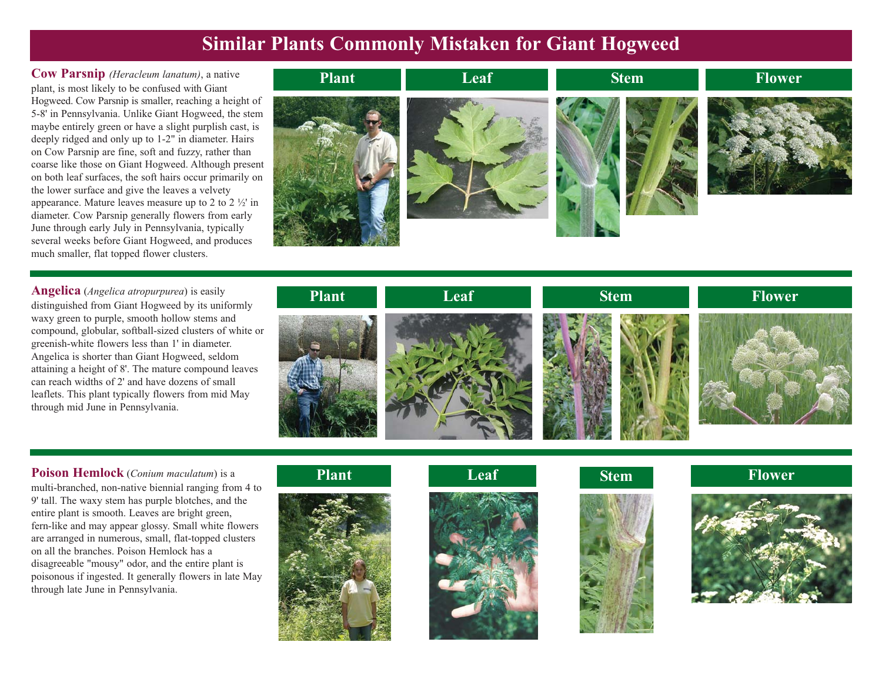# Similar Plants Commonly Mistaken for Giant Hogweed

**Cow Parsnip** *(Heracleum lanatum)*, a native plant, is most likely to be confused with Giant Hogweed. Cow Parsnip is smaller, reaching a height of 5-8' in Pennsylvania. Unlike Giant Hogweed, the stem maybe entirely green or have a slight purplish cast, is deeply ridged and only up to 1-2" in diameter. Hairs on Cow Parsnip are fine, soft and fuzzy, rather than coarse like those on Giant Hogweed. Although present on both leaf surfaces, the soft hairs occur primarily on the lower surface and give the leaves a velvety appearance. Mature leaves measure up to 2 to 2 ½' in diameter. Cow Parsnip generally flowers from early June through early July in Pennsylvania, typically several weeks before Giant Hogweed, and produces much smaller, flat topped flower clusters.

Plant | Leaf | Stem | Flower

**Angelica** (*Angelica atropurpurea*) is easily distinguished from Giant Hogweed by its uniformly waxy green to purple, smooth hollow stems and compound, globular, softball-sized clusters of white or greenish-white flowers less than 1' in diameter. Angelica is shorter than Giant Hogweed, seldom attaining a height of 8'. The mature compound leaves can reach widths of 2' and have dozens of small leaflets. This plant typically flowers from mid May through mid June in Pennsylvania.

Plant | Leaf | Stem | Flower

**Poison Hemlock** (*Conium maculatum*) is a multi-branched, non-native biennial ranging from 4 to 9' tall. The waxy stem has purple blotches, and the entire plant is smooth. Leaves are bright green, fern-like and may appear glossy. Small white flowers are arranged in numerous, small, flat-topped clusters on all the branches. Poison Hemlock has a disagreeable "mousy" odor, and the entire plant is poisonous if ingested. It generally flowers in late May through late June in Pennsylvania.

Plant | Leaf | Stem | Flower